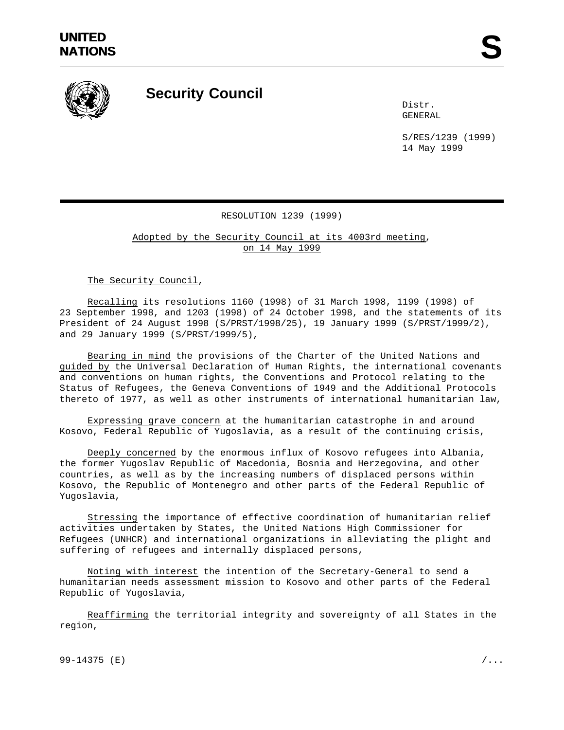UNITED NATIONS

# Security Council

Distr.
GENERAL

S/RES/1239 (1999)
14 May 1999

## RESOLUTION 1239 (1999)

Adopted by the Security Council at its 4003rd meeting, on 14 May 1999

The Security Council,

Recalling its resolutions 1160 (1998) of 31 March 1998, 1199 (1998) of 23 September 1998, and 1203 (1998) of 24 October 1998, and the statements of its President of 24 August 1998 (S/PRST/1998/25), 19 January 1999 (S/PRST/1999/2), and 29 January 1999 (S/PRST/1999/5),

Bearing in mind the provisions of the Charter of the United Nations and guided by the Universal Declaration of Human Rights, the international covenants and conventions on human rights, the Conventions and Protocol relating to the Status of Refugees, the Geneva Conventions of 1949 and the Additional Protocols thereto of 1977, as well as other instruments of international humanitarian law,

Expressing grave concern at the humanitarian catastrophe in and around Kosovo, Federal Republic of Yugoslavia, as a result of the continuing crisis,

Deeply concerned by the enormous influx of Kosovo refugees into Albania, the former Yugoslav Republic of Macedonia, Bosnia and Herzegovina, and other countries, as well as by the increasing numbers of displaced persons within Kosovo, the Republic of Montenegro and other parts of the Federal Republic of Yugoslavia,

Stressing the importance of effective coordination of humanitarian relief activities undertaken by States, the United Nations High Commissioner for Refugees (UNHCR) and international organizations in alleviating the plight and suffering of refugees and internally displaced persons,

Noting with interest the intention of the Secretary-General to send a humanitarian needs assessment mission to Kosovo and other parts of the Federal Republic of Yugoslavia,

Reaffirming the territorial integrity and sovereignty of all States in the region,

99-14375 (E)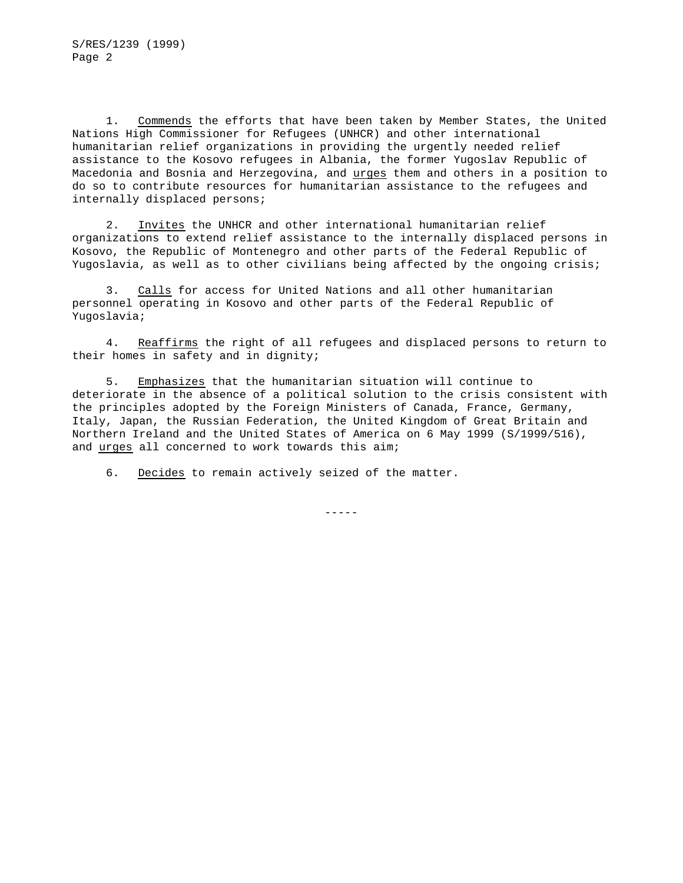1. _Commends_ the efforts that have been taken by Member States, the United Nations High Commissioner for Refugees (UNHCR) and other international humanitarian relief organizations in providing the urgently needed relief assistance to the Kosovo refugees in Albania, the former Yugoslav Republic of Macedonia and Bosnia and Herzegovina, and _urges_ them and others in a position to do so to contribute resources for humanitarian assistance to the refugees and internally displaced persons;

2. _Invites_ the UNHCR and other international humanitarian relief organizations to extend relief assistance to the internally displaced persons in Kosovo, the Republic of Montenegro and other parts of the Federal Republic of Yugoslavia, as well as to other civilians being affected by the ongoing crisis;

3. _Calls_ for access for United Nations and all other humanitarian personnel operating in Kosovo and other parts of the Federal Republic of Yugoslavia;

4. _Reaffirms_ the right of all refugees and displaced persons to return to their homes in safety and in dignity;

5. _Emphasizes_ that the humanitarian situation will continue to deteriorate in the absence of a political solution to the crisis consistent with the principles adopted by the Foreign Ministers of Canada, France, Germany, Italy, Japan, the Russian Federation, the United Kingdom of Great Britain and Northern Ireland and the United States of America on 6 May 1999 (S/1999/516), and _urges_ all concerned to work towards this aim;

6. _Decides_ to remain actively seized of the matter.

-----